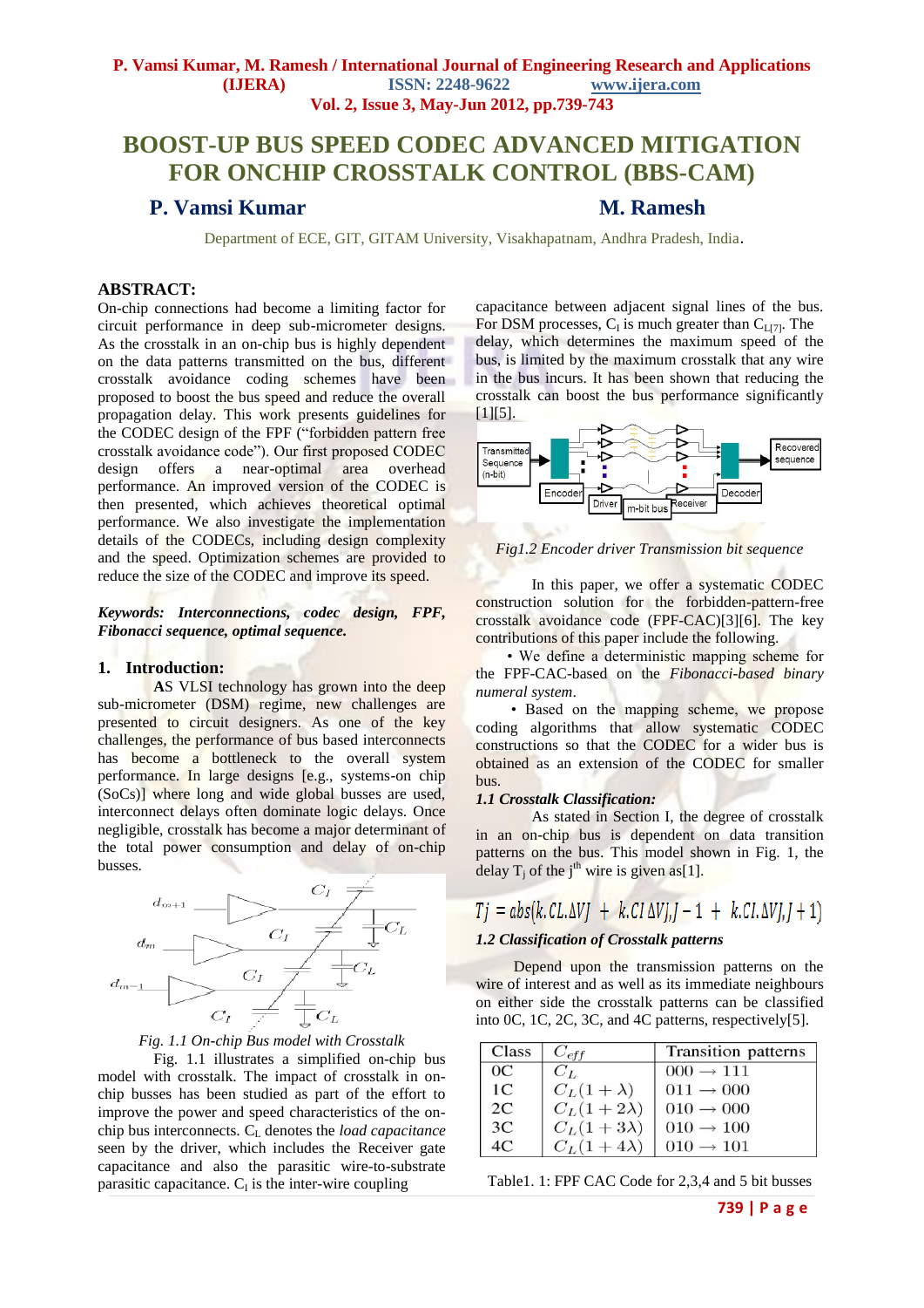# BOOST-UP BUS SPEED CODEC ADVANCED MITIGATION FOR ONCHIP CROSSTALK CONTROL (BBS-CAM)

**P. Vamsi Kumar** **M. Ramesh**

Department of ECE, GIT, GITAM University, Visakhapatnam, Andhra Pradesh, India.

## ABSTRACT:

On-chip connections had become a limiting factor for circuit performance in deep sub-micrometer designs. As the crosstalk in an on-chip bus is highly dependent on the data patterns transmitted on the bus, different crosstalk avoidance coding schemes have been proposed to boost the bus speed and reduce the overall propagation delay. This work presents guidelines for the CODEC design of the FPF ("forbidden pattern free crosstalk avoidance code"). Our first proposed CODEC design offers a near-optimal area overhead performance. An improved version of the CODEC is then presented, which achieves theoretical optimal performance. We also investigate the implementation details of the CODECs, including design complexity and the speed. Optimization schemes are provided to reduce the size of the CODEC and improve its speed.

***Keywords: Interconnections, codec design, FPF, Fibonacci sequence, optimal sequence.***

## 1. Introduction:

AS VLSI technology has grown into the deep sub-micrometer (DSM) regime, new challenges are presented to circuit designers. As one of the key challenges, the performance of bus based interconnects has become a bottleneck to the overall system performance. In large designs [e.g., systems-on chip (SoCs)] where long and wide global busses are used, interconnect delays often dominate logic delays. Once negligible, crosstalk has become a major determinant of the total power consumption and delay of on-chip busses.

*Fig. 1.1 On-chip Bus model with Crosstalk*

Fig. 1.1 illustrates a simplified on-chip bus model with crosstalk. The impact of crosstalk in on-chip busses has been studied as part of the effort to improve the power and speed characteristics of the on-chip bus interconnects. $C_L$ denotes the *load capacitance* seen by the driver, which includes the Receiver gate capacitance and also the parasitic wire-to-substrate parasitic capacitance. $C_I$ is the inter-wire coupling capacitance between adjacent signal lines of the bus. For DSM processes, $C_I$ is much greater than $C_{L[7]}$. The delay, which determines the maximum speed of the bus, is limited by the maximum crosstalk that any wire in the bus incurs. It has been shown that reducing the crosstalk can boost the bus performance significantly [1][5].

*Fig1.2 Encoder driver Transmission bit sequence*

In this paper, we offer a systematic CODEC construction solution for the forbidden-pattern-free crosstalk avoidance code (FPF-CAC)[3][6]. The key contributions of this paper include the following.

- We define a deterministic mapping scheme for the FPF-CAC-based on the *Fibonacci-based binary numeral system*.
- Based on the mapping scheme, we propose coding algorithms that allow systematic CODEC constructions so that the CODEC for a wider bus is obtained as an extension of the CODEC for smaller bus.

### *1.1 Crosstalk Classification:*

As stated in Section I, the degree of crosstalk in an on-chip bus is dependent on data transition patterns on the bus. This model shown in Fig. 1, the delay $T_j$ of the $j^{th}$ wire is given as[1].

$$Tj = abs(k.CL.\Delta VJ + k.CI\,\Delta VJ,J-1 + k.CI.\Delta VJ,J+1)$$

### *1.2 Classification of Crosstalk patterns*

Depend upon the transmission patterns on the wire of interest and as well as its immediate neighbours on either side the crosstalk patterns can be classified into 0C, 1C, 2C, 3C, and 4C patterns, respectively[5].

| Class | $C_{eff}$ | Transition patterns |
|---|---|---|
| 0C | $C_L$ | $000 \rightarrow 111$ |
| 1C | $C_L(1+\lambda)$ | $011 \rightarrow 000$ |
| 2C | $C_L(1+2\lambda)$ | $010 \rightarrow 000$ |
| 3C | $C_L(1+3\lambda)$ | $010 \rightarrow 100$ |
| 4C | $C_L(1+4\lambda)$ | $010 \rightarrow 101$ |

Table1. 1: FPF CAC Code for 2,3,4 and 5 bit busses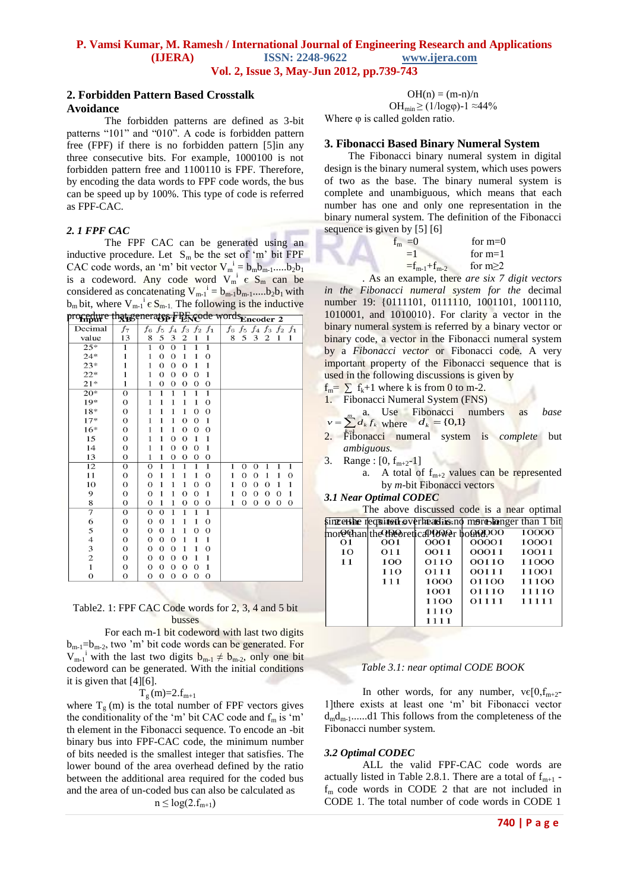## 2. Forbidden Pattern Based Crosstalk Avoidance

The forbidden patterns are defined as 3-bit patterns "101" and "010". A code is forbidden pattern free (FPF) if there is no forbidden pattern [5]in any three consecutive bits. For example, 1000100 is not forbidden pattern free and 1100110 is FPF. Therefore, by encoding the data words to FPF code words, the bus can be speed up by 100%. This type of code is referred as FPF-CAC.

### *2. 1 FPF CAC*

The FPF CAC can be generated using an inductive procedure. Let $S_m$ be the set of 'm' bit FPF CAC code words, an 'm' bit vector $V_m^i = b_m b_{m-1}.....b_2 b_1$ is a codeword. Any code word $V_m^i \in S_m$ can be considered as concatenating $V_{m-1}^i = b_{m-1}b_{m-1}.....b_2 b_1$ with $b_m$ bit, where $V_{m-1}^i \in S_{m-1}$. The following is the inductive procedure that generates FPF code words.

| Input | | XB5 | OPT ENC | | | | | | Encoder 2 | | | | | |
|---|---|---|---|---|---|---|---|---|---|---|---|---|---|---|
| Decimal value | | $f_7$ 13 | $f_6$ 8 | $f_5$ 5 | $f_4$ 3 | $f_3$ 2 | $f_2$ 1 | $f_1$ 1 | $f_6$ 8 | $f_5$ 5 | $f_4$ 3 | $f_3$ 2 | $f_2$ 1 | $f_1$ 1 |
| 25* | | 1 | 1 | 0 | 0 | 1 | 1 | 1 | | | | | | |
| 24* | | 1 | 1 | 0 | 0 | 1 | 1 | 0 | | | | | | |
| 23* | | 1 | 1 | 0 | 0 | 0 | 1 | 1 | | | | | | |
| 22* | | 1 | 1 | 0 | 0 | 0 | 0 | 1 | | | | | | |
| 21* | | 1 | 1 | 0 | 0 | 0 | 0 | 0 | | | | | | |
| 20* | | 0 | 1 | 1 | 1 | 1 | 1 | 1 | | | | | | |
| 19* | | 0 | 1 | 1 | 1 | 1 | 1 | 0 | | | | | | |
| 18* | | 0 | 1 | 1 | 1 | 1 | 0 | 0 | | | | | | |
| 17* | | 0 | 1 | 1 | 1 | 0 | 0 | 1 | | | | | | |
| 16* | | 0 | 1 | 1 | 1 | 0 | 0 | 0 | | | | | | |
| 15 | | 0 | 1 | 1 | 0 | 0 | 1 | 1 | | | | | | |
| 14 | | 0 | 1 | 1 | 0 | 0 | 0 | 1 | | | | | | |
| 13 | | 0 | 1 | 1 | 0 | 0 | 0 | 0 | | | | | | |
| 12 | | 0 | 0 | 1 | 1 | 1 | 1 | 1 | 1 | 0 | 0 | 1 | 1 | 1 |
| 11 | | 0 | 0 | 1 | 1 | 1 | 1 | 0 | 1 | 0 | 0 | 1 | 1 | 0 |
| 10 | | 0 | 0 | 1 | 1 | 1 | 0 | 0 | 1 | 0 | 0 | 0 | 1 | 1 |
| 9 | | 0 | 0 | 1 | 1 | 0 | 0 | 1 | 1 | 0 | 0 | 0 | 0 | 1 |
| 8 | | 0 | 0 | 1 | 1 | 0 | 0 | 0 | 1 | 0 | 0 | 0 | 0 | 0 |
| 7 | | 0 | 0 | 0 | 1 | 1 | 1 | 1 | | | | | | |
| 6 | | 0 | 0 | 0 | 1 | 1 | 1 | 0 | | | | | | |
| 5 | | 0 | 0 | 0 | 1 | 1 | 0 | 0 | | | | | | |
| 4 | | 0 | 0 | 0 | 0 | 1 | 1 | 1 | | | | | | |
| 3 | | 0 | 0 | 0 | 0 | 1 | 1 | 0 | | | | | | |
| 2 | | 0 | 0 | 0 | 0 | 0 | 1 | 1 | | | | | | |
| 1 | | 0 | 0 | 0 | 0 | 0 | 0 | 1 | | | | | | |
| 0 | | 0 | 0 | 0 | 0 | 0 | 0 | 0 | | | | | | |

Table2. 1: FPF CAC Code words for 2, 3, 4 and 5 bit busses

For each m-1 bit codeword with last two digits $b_{m-1}=b_{m-2}$, two 'm' bit code words can be generated. For $V_{m-1}^i$ with the last two digits $b_{m-1} \neq b_{m-2}$, only one bit codeword can be generated. With the initial conditions it is given that [4][6].

$$T_g(m)=2.f_{m+1}$$

where $T_g(m)$ is the total number of FPF vectors gives the conditionality of the 'm' bit CAC code and $f_m$ is 'm' th element in the Fibonacci sequence. To encode an -bit binary bus into FPF-CAC code, the minimum number of bits needed is the smallest integer that satisfies. The lower bound of the area overhead defined by the ratio between the additional area required for the coded bus and the area of un-coded bus can also be calculated as

$$n \leq \log(2.f_{m+1})$$

$$OH(n) = (m-n)/n$$

$$OH_{min} \geq (1/\log\varphi)-1 \approx 44\%$$

Where φ is called golden ratio.

## 3. Fibonacci Based Binary Numeral System

The Fibonacci binary numeral system in digital design is the binary numeral system, which uses powers of two as the base. The binary numeral system is complete and unambiguous, which means that each number has one and only one representation in the binary numeral system. The definition of the Fibonacci sequence is given by [5] [6]

$$f_m = \begin{cases} 0 & \text{for } m=0 \\ 1 & \text{for } m=1 \\ f_{m-1}+f_{m-2} & \text{for } m\geq 2 \end{cases}$$

. As an example, there *are six 7 digit vectors in the Fibonacci numeral system for the* decimal number 19: {0111101, 0111110, 1001101, 1001110, 1010001, and 1010010}. For clarity a vector in the binary numeral system is referred by a binary vector or binary code, a vector in the Fibonacci numeral system by a *Fibonacci vector* or Fibonacci code. A very important property of the Fibonacci sequence that is used in the following discussions is given by

$f_m = \sum f_k+1$ where k is from 0 to m-2.

1. Fibonacci Numeral System (FNS)
   a. Use Fibonacci numbers as *base* $v = \sum_{k=1}^{m} d_k f_k$ where $d_k = \{0,1\}$
2. Fibonacci numeral system is *complete* but *ambiguous.*
3. Range : $[0, f_{m+2}-1]$
   a. A total of $f_{m+2}$ values can be represented by *m*-bit Fibonacci vectors

### *3.1 Near Optimal CODEC*

The above discussed code is a near optimal since the required overhead is no more no longer than 1 bit more than the theoretical lower bound.

| 00 | 000 | 0000 | 00000 | 10000 |
|---|---|---|---|---|
| 01 | 001 | 0001 | 00001 | 10001 |
| 10 | 011 | 0011 | 00011 | 10011 |
| 11 | 100 | 0110 | 00110 | 11000 |
| | 110 | 0111 | 00111 | 11001 |
| | 111 | 1000 | 01100 | 11100 |
| | | 1001 | 01110 | 11110 |
| | | 1100 | 01111 | 11111 |
| | | 1110 | | |
| | | 1111 | | |

*Table 3.1: near optimal CODE BOOK*

In other words, for any number, $v \in [0,f_{m+2}-1]$there exists at least one 'm' bit Fibonacci vector $d_m d_{m-1}......d1$ This follows from the completeness of the Fibonacci number system.

### *3.2 Optimal CODEC*

ALL the valid FPF-CAC code words are actually listed in Table 2.8.1. There are a total of $f_{m+1}$ - $f_m$ code words in CODE 2 that are not included in CODE 1. The total number of code words in CODE 1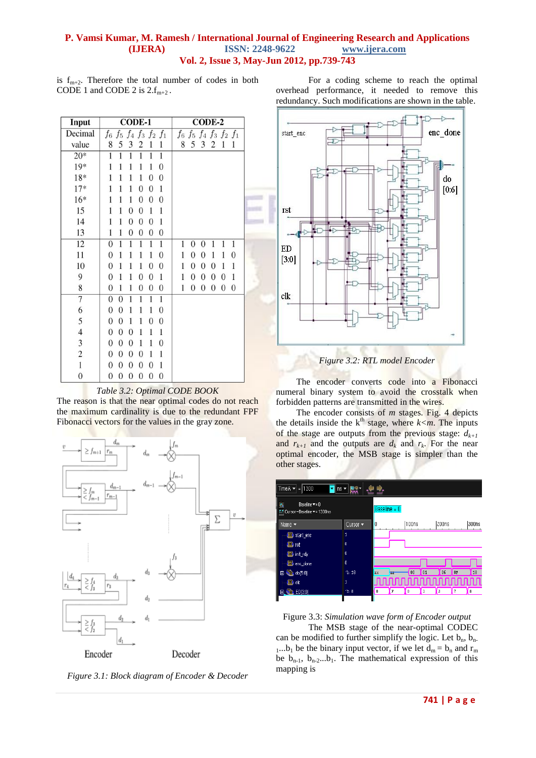is $f_{m+2}$. Therefore the total number of codes in both CODE 1 and CODE 2 is $2.f_{m+2}$.

| Input | CODE-1 | CODE-2 |
|---|---|---|
| Decimal value | $f_6$ $f_5$ $f_4$ $f_3$ $f_2$ $f_1$<br>8 5 3 2 1 1 | $f_6$ $f_5$ $f_4$ $f_3$ $f_2$ $f_1$<br>8 5 3 2 1 1 |
| 20* | 1 1 1 1 1 1 | |
| 19* | 1 1 1 1 1 0 | |
| 18* | 1 1 1 1 0 0 | |
| 17* | 1 1 1 0 0 1 | |
| 16* | 1 1 1 0 0 0 | |
| 15 | 1 1 0 0 1 1 | |
| 14 | 1 1 0 0 0 1 | |
| 13 | 1 1 0 0 0 0 | |
| 12 | 0 1 1 1 1 1 | 1 0 0 1 1 1 |
| 11 | 0 1 1 1 1 0 | 1 0 0 1 1 0 |
| 10 | 0 1 1 1 0 0 | 1 0 0 0 1 1 |
| 9 | 0 1 1 0 0 1 | 1 0 0 0 0 1 |
| 8 | 0 1 1 0 0 0 | 1 0 0 0 0 0 |
| 7 | 0 0 1 1 1 1 | |
| 6 | 0 0 1 1 1 0 | |
| 5 | 0 0 1 1 0 0 | |
| 4 | 0 0 0 1 1 1 | |
| 3 | 0 0 0 1 1 0 | |
| 2 | 0 0 0 0 1 1 | |
| 1 | 0 0 0 0 0 1 | |
| 0 | 0 0 0 0 0 0 | |

*Table 3.2: Optimal CODE BOOK*

The reason is that the near optimal codes do not reach the maximum cardinality is due to the redundant FPF Fibonacci vectors for the values in the gray zone.

*Figure 3.1: Block diagram of Encoder & Decoder*

For a coding scheme to reach the optimal overhead performance, it needed to remove this redundancy. Such modifications are shown in the table.

*Figure 3.2: RTL model Encoder*

The encoder converts code into a Fibonacci numeral binary system to avoid the crosstalk when forbidden patterns are transmitted in the wires.

The encoder consists of *m* stages. Fig. 4 depicts the details inside the $k^{th}$ stage, where $k<m$. The inputs of the stage are outputs from the previous stage: $d_{k+1}$ and $r_{k+1}$ and the outputs are $d_k$ and $r_k$. For the near optimal encoder, the MSB stage is simpler than the other stages.

Figure 3.3: *Simulation wave form of Encoder output*

The MSB stage of the near-optimal CODEC can be modified to further simplify the logic. Let $b_n$, $b_{n-1}$...$b_1$ be the binary input vector, if we let $d_m = b_n$ and $r_m$ be $b_{n-1}$, $b_{n-2}$...$b_1$. The mathematical expression of this mapping is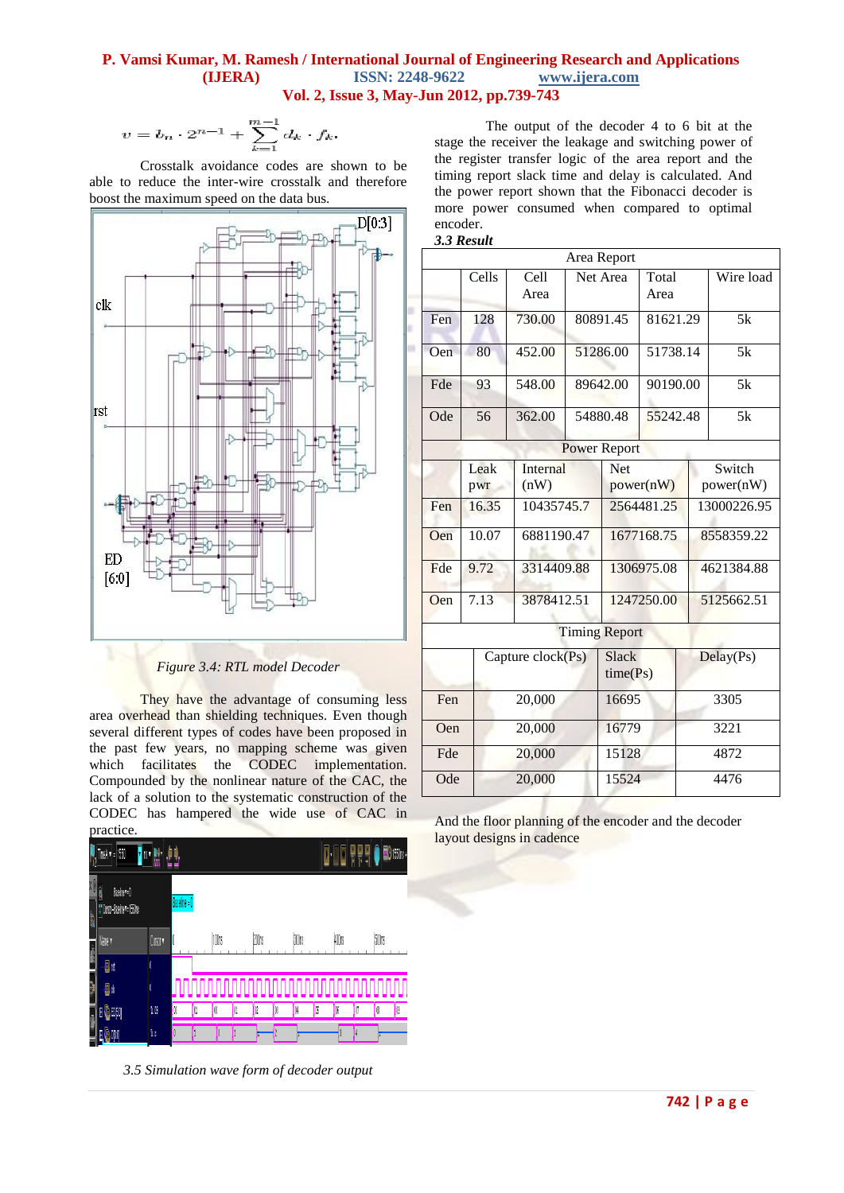$$v = b_n \cdot 2^{m-1} + \sum_{k=1}^{m-1} d_k \cdot f_k.$$

Crosstalk avoidance codes are shown to be able to reduce the inter-wire crosstalk and therefore boost the maximum speed on the data bus.

*Figure 3.4: RTL model Decoder*

They have the advantage of consuming less area overhead than shielding techniques. Even though several different types of codes have been proposed in the past few years, no mapping scheme was given which facilitates the CODEC implementation. Compounded by the nonlinear nature of the CAC, the lack of a solution to the systematic construction of the CODEC has hampered the wide use of CAC in practice.

*3.5 Simulation wave form of decoder output*

The output of the decoder 4 to 6 bit at the stage the receiver the leakage and switching power of the register transfer logic of the area report and the timing report slack time and delay is calculated. And the power report shown that the Fibonacci decoder is more power consumed when compared to optimal encoder.

***3.3 Result***

| Area Report | | | | | |
|---|---|---|---|---|---|
| | Cells | Cell Area | Net Area | Total Area | Wire load |
| Fen | 128 | 730.00 | 80891.45 | 81621.29 | 5k |
| Oen | 80 | 452.00 | 51286.00 | 51738.14 | 5k |
| Fde | 93 | 548.00 | 89642.00 | 90190.00 | 5k |
| Ode | 56 | 362.00 | 54880.48 | 55242.48 | 5k |

| Power Report | | | | |
|---|---|---|---|---|
| | Leak pwr | Internal (nW) | Net power(nW) | Switch power(nW) |
| Fen | 16.35 | 10435745.7 | 2564481.25 | 13000226.95 |
| Oen | 10.07 | 6881190.47 | 1677168.75 | 8558359.22 |
| Fde | 9.72 | 3314409.88 | 1306975.08 | 4621384.88 |
| Oen | 7.13 | 3878412.51 | 1247250.00 | 5125662.51 |

| Timing Report | | | |
|---|---|---|---|
| | Capture clock(Ps) | Slack time(Ps) | Delay(Ps) |
| Fen | 20,000 | 16695 | 3305 |
| Oen | 20,000 | 16779 | 3221 |
| Fde | 20,000 | 15128 | 4872 |
| Ode | 20,000 | 15524 | 4476 |

And the floor planning of the encoder and the decoder layout designs in cadence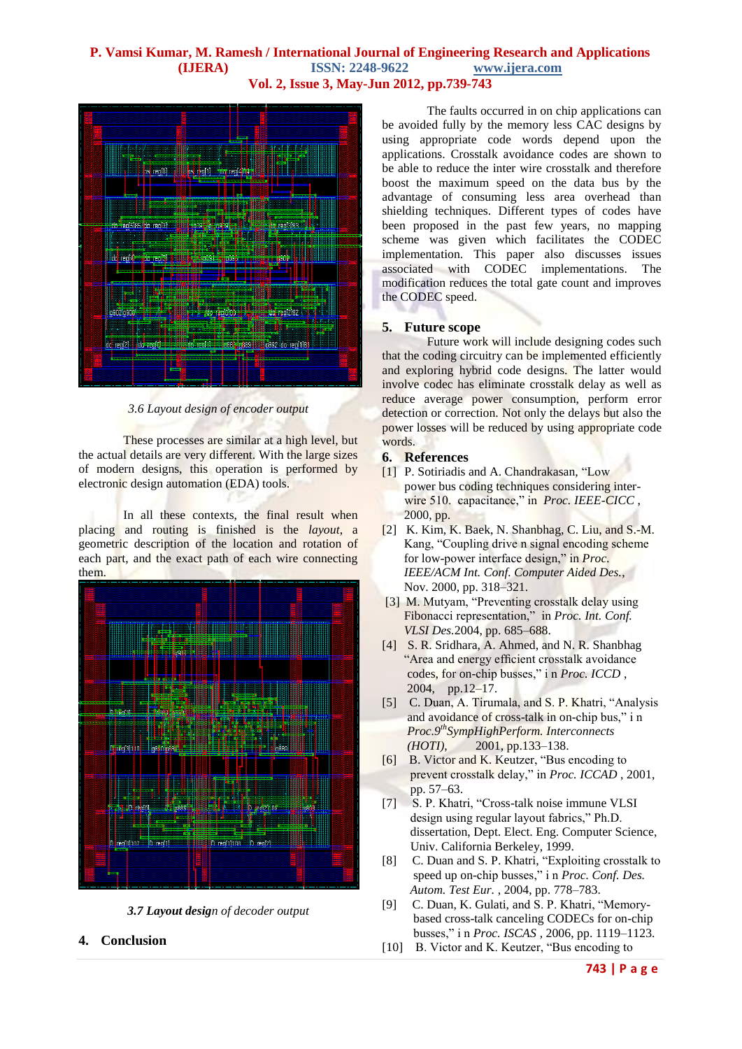*3.6 Layout design of encoder output*

These processes are similar at a high level, but the actual details are very different. With the large sizes of modern designs, this operation is performed by electronic design automation (EDA) tools.

In all these contexts, the final result when placing and routing is finished is the *layout*, a geometric description of the location and rotation of each part, and the exact path of each wire connecting them.

***3.7 Layout design** of decoder output*

## 4. Conclusion

The faults occurred in on chip applications can be avoided fully by the memory less CAC designs by using appropriate code words depend upon the applications. Crosstalk avoidance codes are shown to be able to reduce the inter wire crosstalk and therefore boost the maximum speed on the data bus by the advantage of consuming less area overhead than shielding techniques. Different types of codes have been proposed in the past few years, no mapping scheme was given which facilitates the CODEC implementation. This paper also discusses issues associated with CODEC implementations. The modification reduces the total gate count and improves the CODEC speed.

## 5. Future scope

Future work will include designing codes such that the coding circuitry can be implemented efficiently and exploring hybrid code designs. The latter would involve codec has eliminate crosstalk delay as well as reduce average power consumption, perform error detection or correction. Not only the delays but also the power losses will be reduced by using appropriate code words.

## 6. References

[1] P. Sotiriadis and A. Chandrakasan, "Low power bus coding techniques considering inter-wire 510. capacitance," in *Proc. IEEE-CICC* , 2000, pp.

[2] K. Kim, K. Baek, N. Shanbhag, C. Liu, and S.-M. Kang, "Coupling drive n signal encoding scheme for low-power interface design," in *Proc. IEEE/ACM Int. Conf. Computer Aided Des.*, Nov. 2000, pp. 318–321.

[3] M. Mutyam, "Preventing crosstalk delay using Fibonacci representation," in *Proc. Int. Conf. VLSI Des.*2004, pp. 685–688.

[4] S. R. Sridhara, A. Ahmed, and N. R. Shanbhag "Area and energy efficient crosstalk avoidance codes, for on-chip busses," i n *Proc. ICCD* , 2004, pp.12–17.

[5] C. Duan, A. Tirumala, and S. P. Khatri, "Analysis and avoidance of cross-talk in on-chip bus," i n *Proc.9th SympHighPerform. Interconnects (HOTI)*, 2001, pp.133–138.

[6] B. Victor and K. Keutzer, "Bus encoding to prevent crosstalk delay," in *Proc. ICCAD* , 2001, pp. 57–63.

[7] S. P. Khatri, "Cross-talk noise immune VLSI design using regular layout fabrics," Ph.D. dissertation, Dept. Elect. Eng. Computer Science, Univ. California Berkeley, 1999.

[8] C. Duan and S. P. Khatri, "Exploiting crosstalk to speed up on-chip busses," i n *Proc. Conf. Des. Autom. Test Eur.* , 2004, pp. 778–783.

[9] C. Duan, K. Gulati, and S. P. Khatri, "Memory-based cross-talk canceling CODECs for on-chip busses," i n *Proc. ISCAS* , 2006, pp. 1119–1123.

[10] B. Victor and K. Keutzer, "Bus encoding to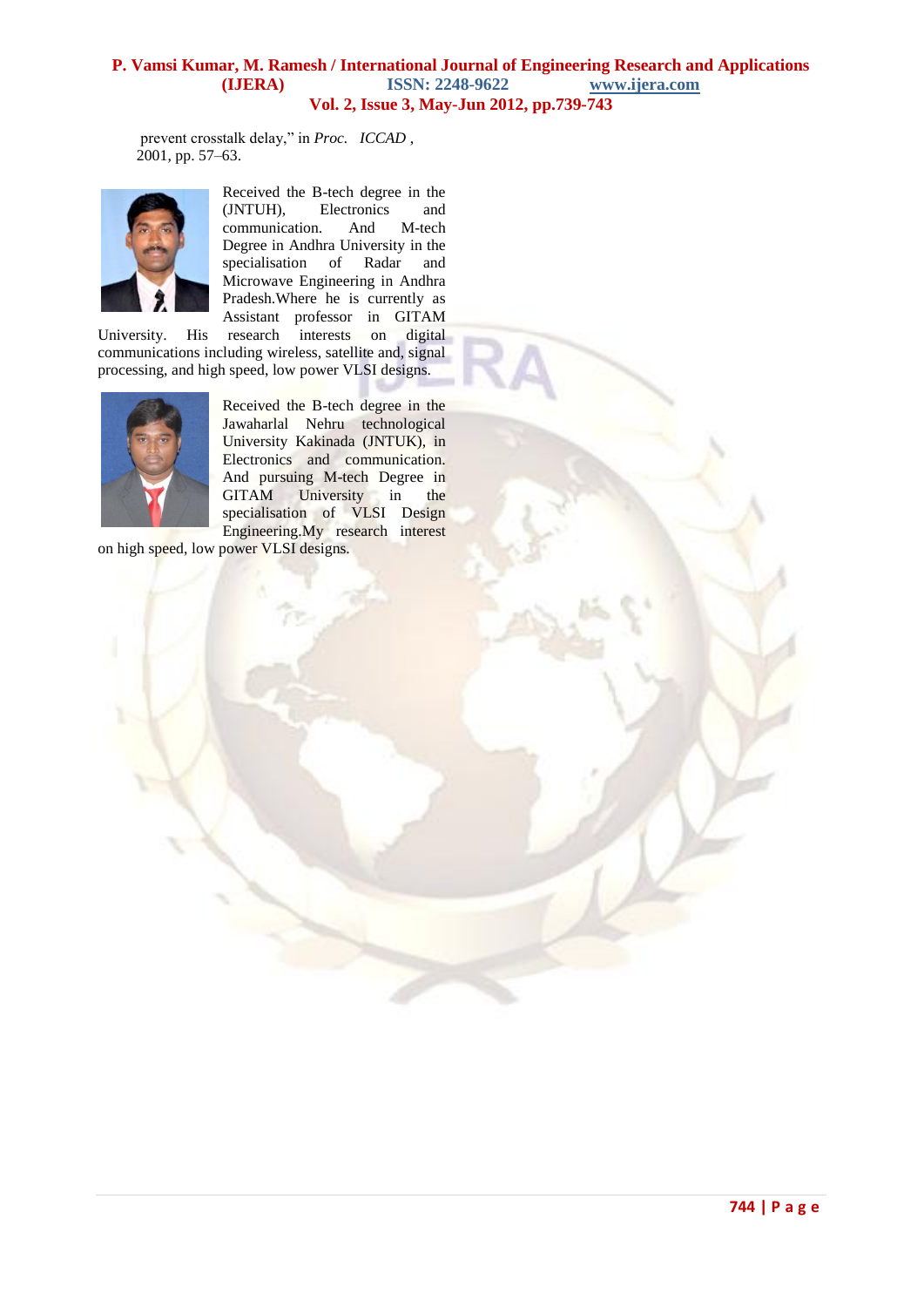prevent crosstalk delay," in *Proc. ICCAD* , 2001, pp. 57–63.

Received the B-tech degree in the (JNTUH), Electronics and communication. And M-tech Degree in Andhra University in the specialisation of Radar and Microwave Engineering in Andhra Pradesh.Where he is currently as Assistant professor in GITAM University. His research interests on digital communications including wireless, satellite and, signal processing, and high speed, low power VLSI designs.

Received the B-tech degree in the Jawaharlal Nehru technological University Kakinada (JNTUK), in Electronics and communication. And pursuing M-tech Degree in GITAM University in the specialisation of VLSI Design Engineering.My research interest on high speed, low power VLSI designs.